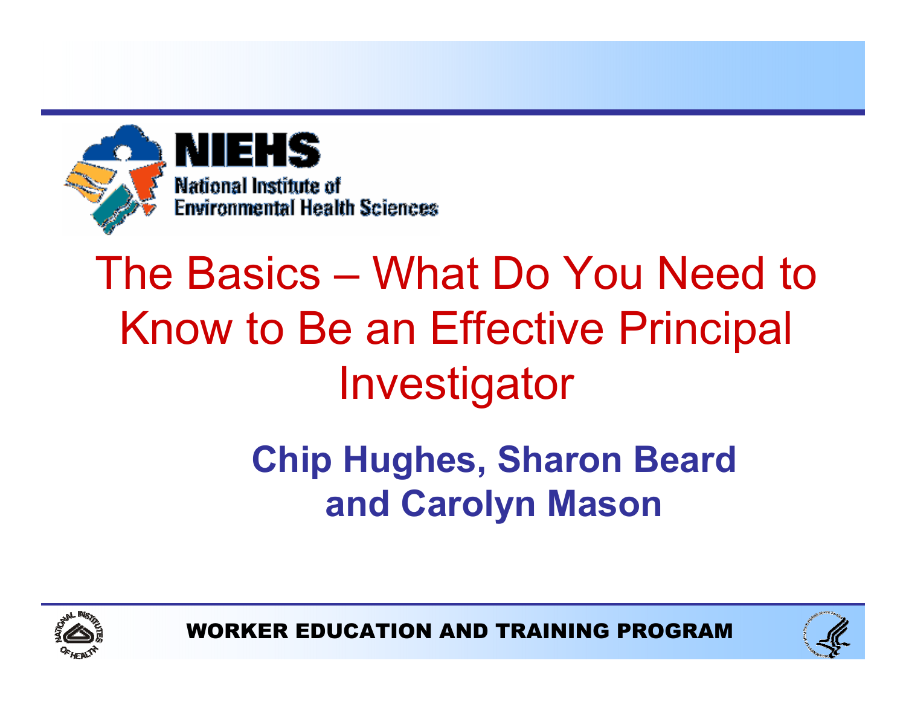NIEHS

National Institute of Environmental Health Sciences

# The Basics – What Do You Need to Know to Be an Effective Principal Investigator

**Chip Hughes, Sharon Beard and Carolyn Mason**

WORKER EDUCATION AND TRAINING PROGRAM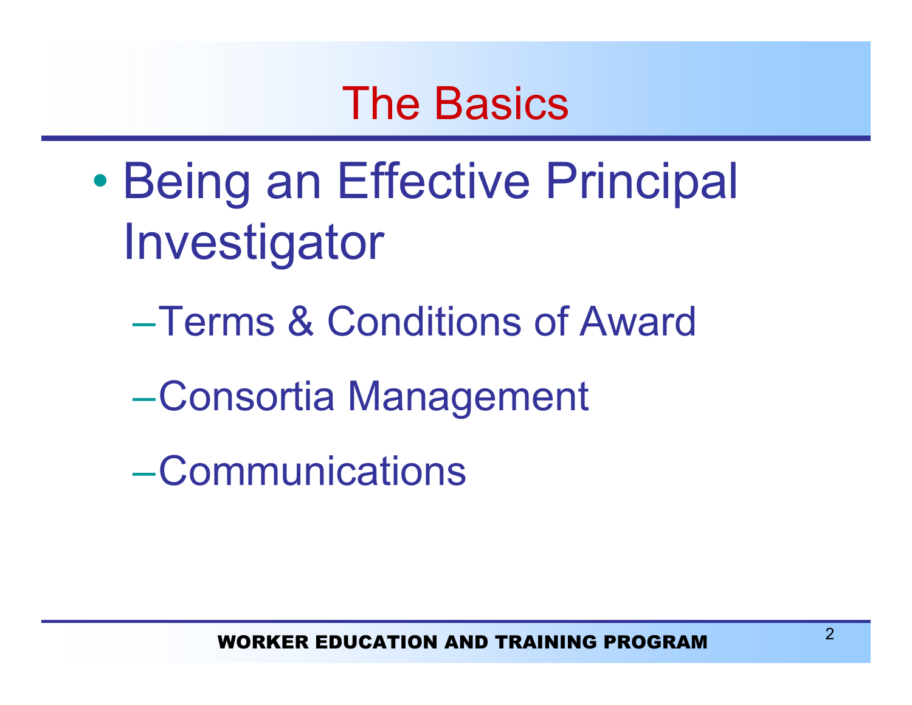# The Basics

- Being an Effective Principal Investigator
  - Terms & Conditions of Award
  - Consortia Management
  - Communications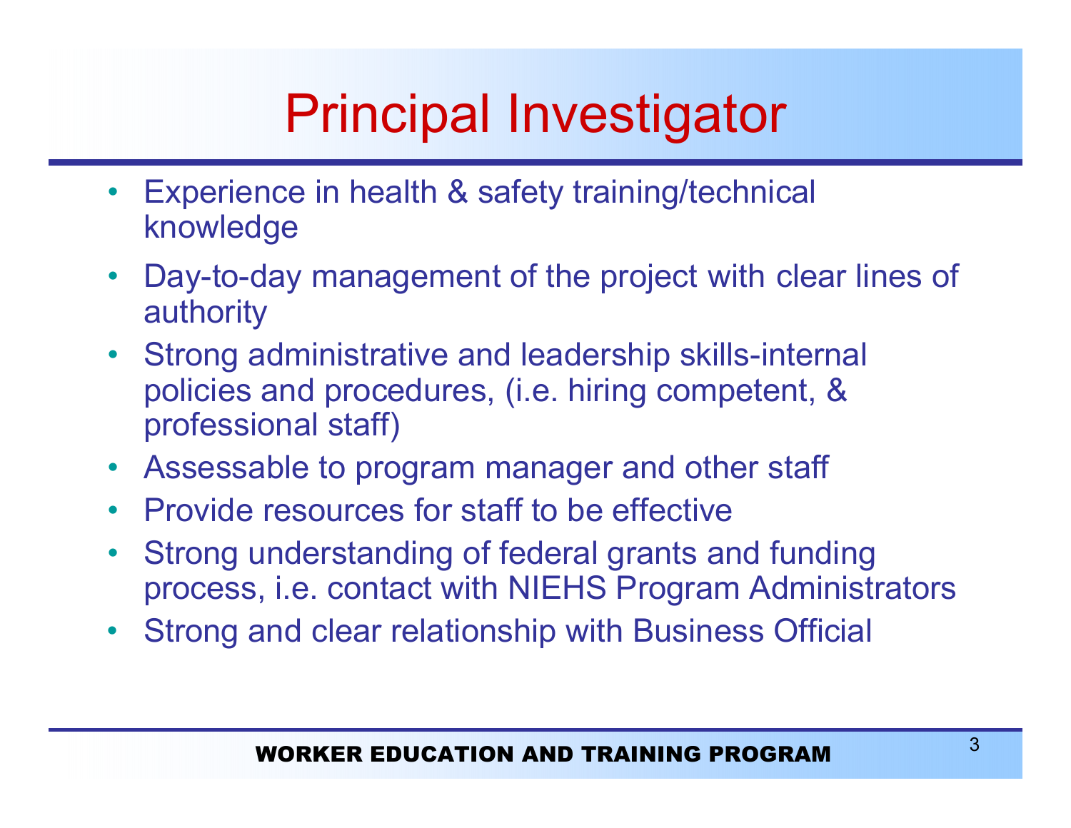# Principal Investigator

- Experience in health & safety training/technical knowledge
- Day-to-day management of the project with clear lines of authority
- Strong administrative and leadership skills-internal policies and procedures, (i.e. hiring competent, & professional staff)
- Assessable to program manager and other staff
- Provide resources for staff to be effective
- Strong understanding of federal grants and funding process, i.e. contact with NIEHS Program Administrators
- Strong and clear relationship with Business Official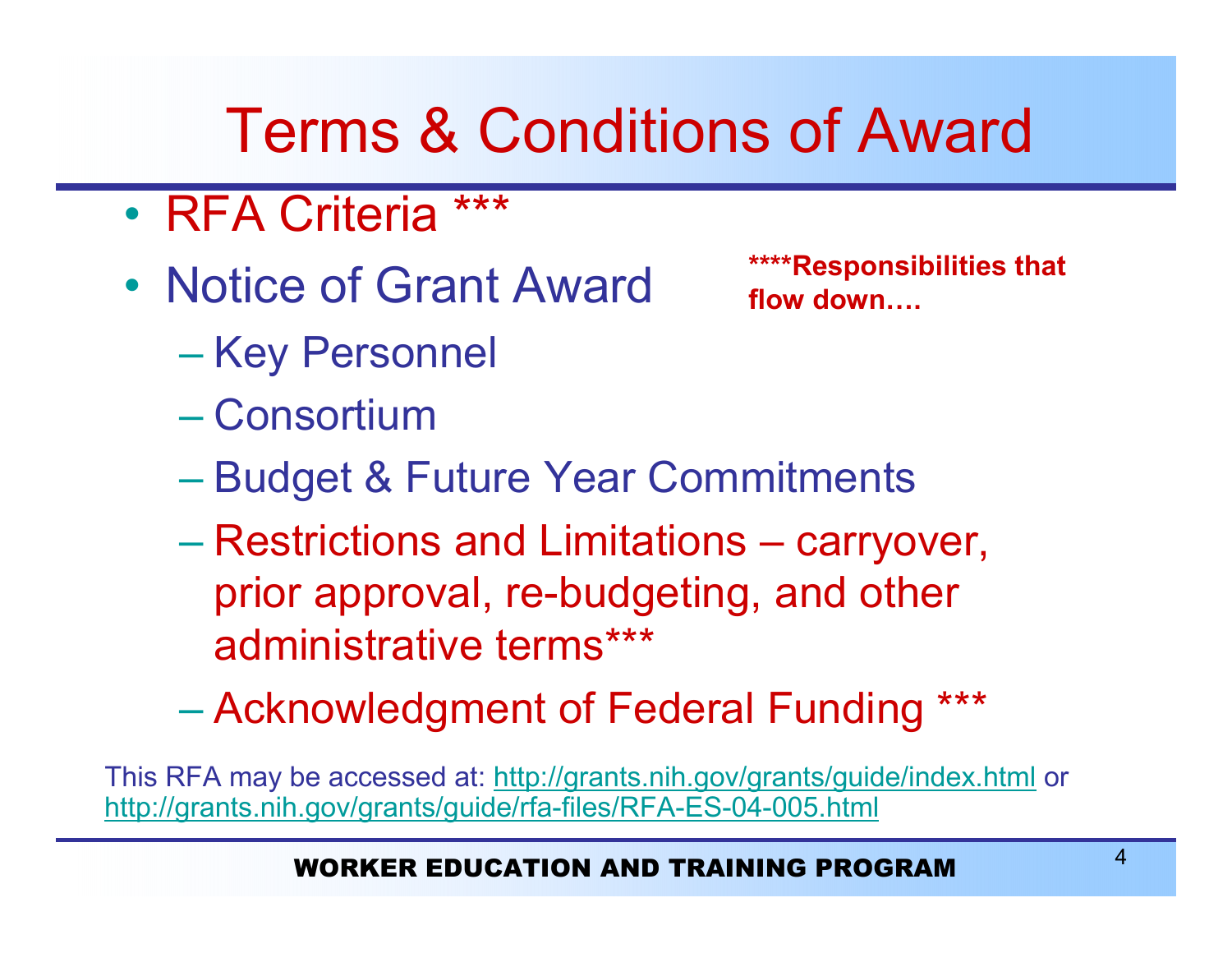# Terms & Conditions of Award

- RFA Criteria ***
- Notice of Grant Award
  - Key Personnel
  - Consortium
  - Budget & Future Year Commitments
  - Restrictions and Limitations – carryover, prior approval, re-budgeting, and other administrative terms***
  - Acknowledgment of Federal Funding ***

******Responsibilities that flow down….**

This RFA may be accessed at: http://grants.nih.gov/grants/guide/index.html or http://grants.nih.gov/grants/guide/rfa-files/RFA-ES-04-005.html

**WORKER EDUCATION AND TRAINING PROGRAM**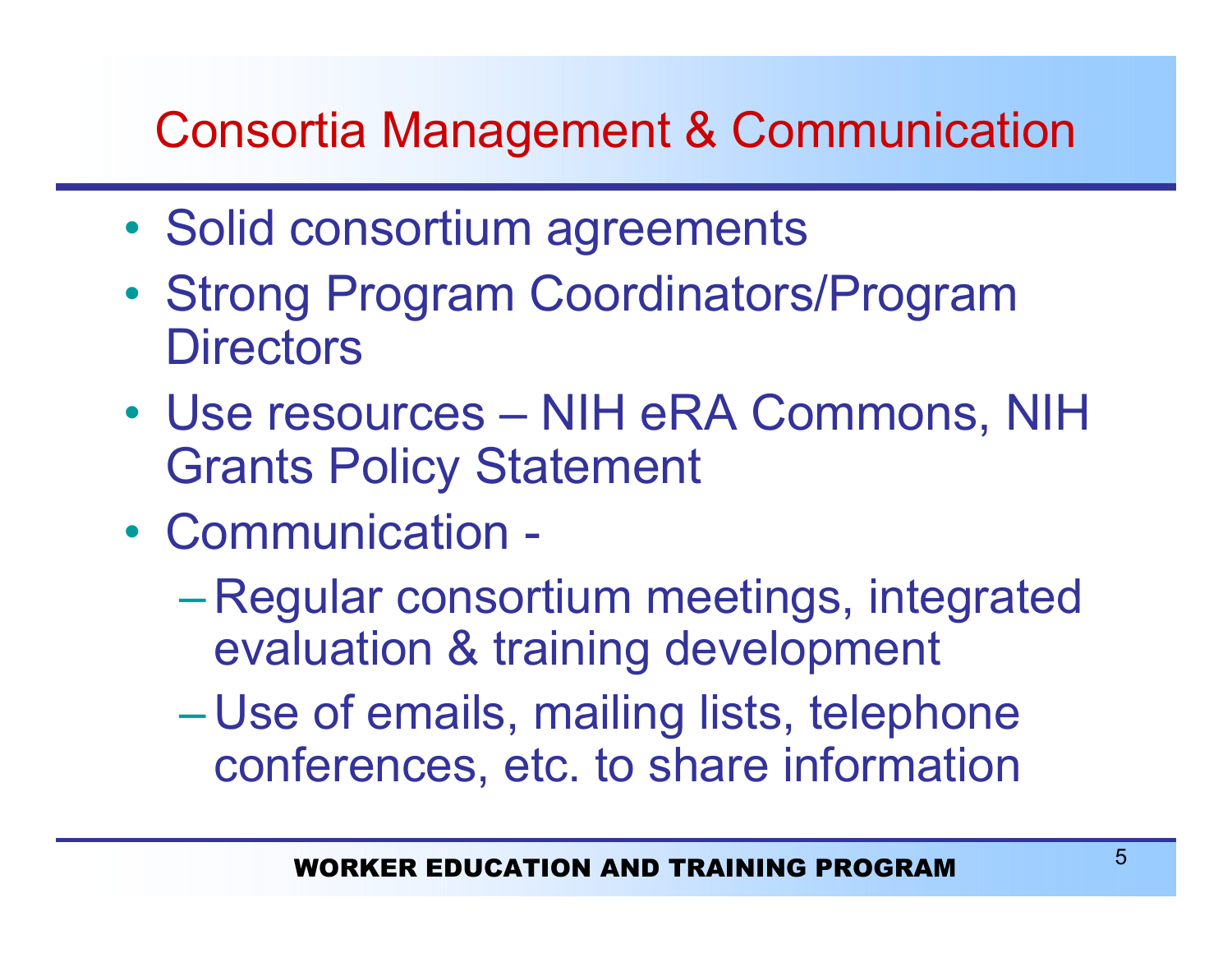# Consortia Management & Communication

- Solid consortium agreements
- Strong Program Coordinators/Program Directors
- Use resources – NIH eRA Commons, NIH Grants Policy Statement
- Communication -
  - Regular consortium meetings, integrated evaluation & training development
  - Use of emails, mailing lists, telephone conferences, etc. to share information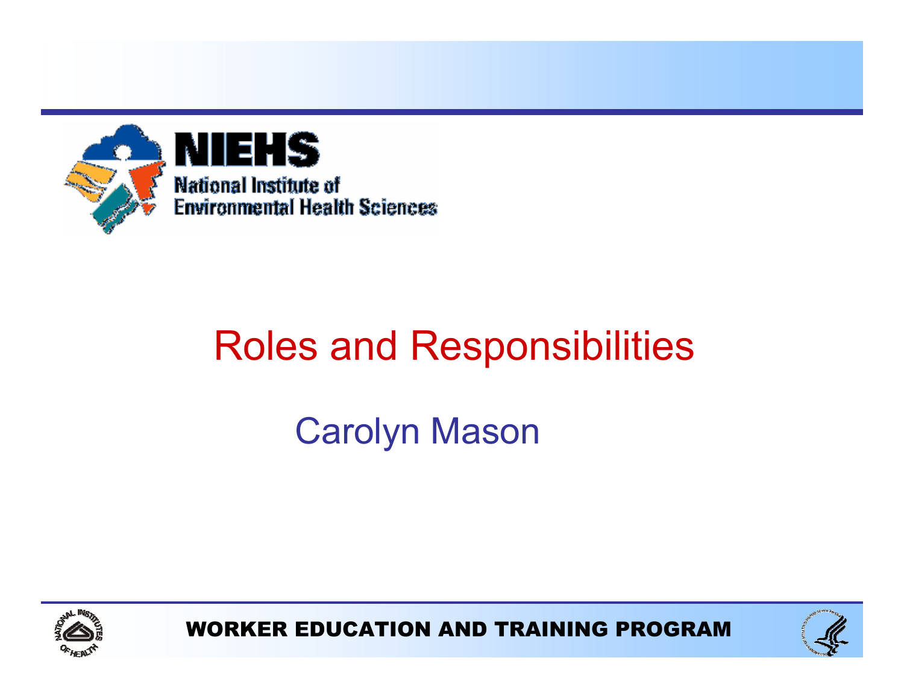# Roles and Responsibilities

Carolyn Mason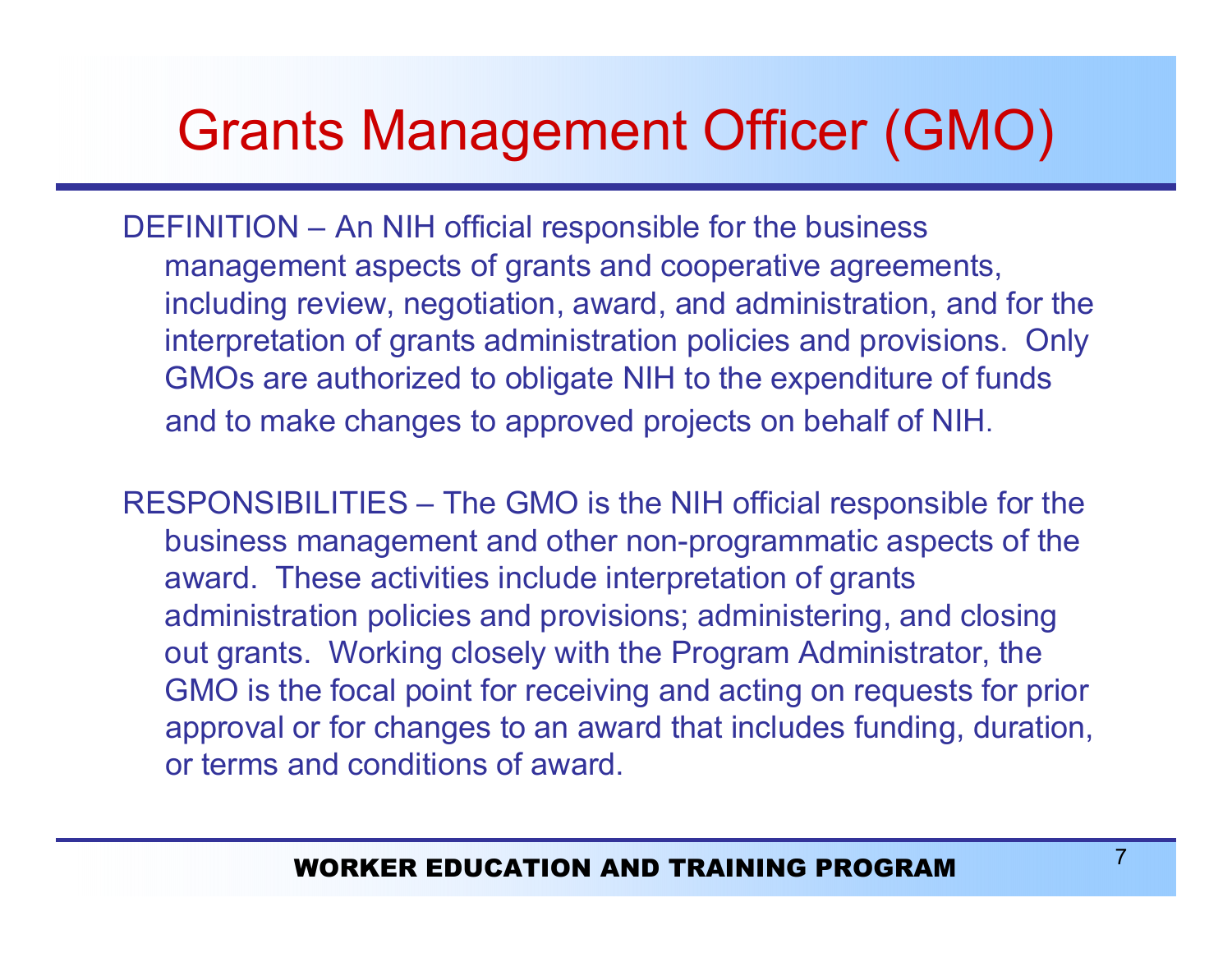# Grants Management Officer (GMO)

DEFINITION – An NIH official responsible for the business management aspects of grants and cooperative agreements, including review, negotiation, award, and administration, and for the interpretation of grants administration policies and provisions. Only GMOs are authorized to obligate NIH to the expenditure of funds and to make changes to approved projects on behalf of NIH.

RESPONSIBILITIES – The GMO is the NIH official responsible for the business management and other non-programmatic aspects of the award. These activities include interpretation of grants administration policies and provisions; administering, and closing out grants. Working closely with the Program Administrator, the GMO is the focal point for receiving and acting on requests for prior approval or for changes to an award that includes funding, duration, or terms and conditions of award.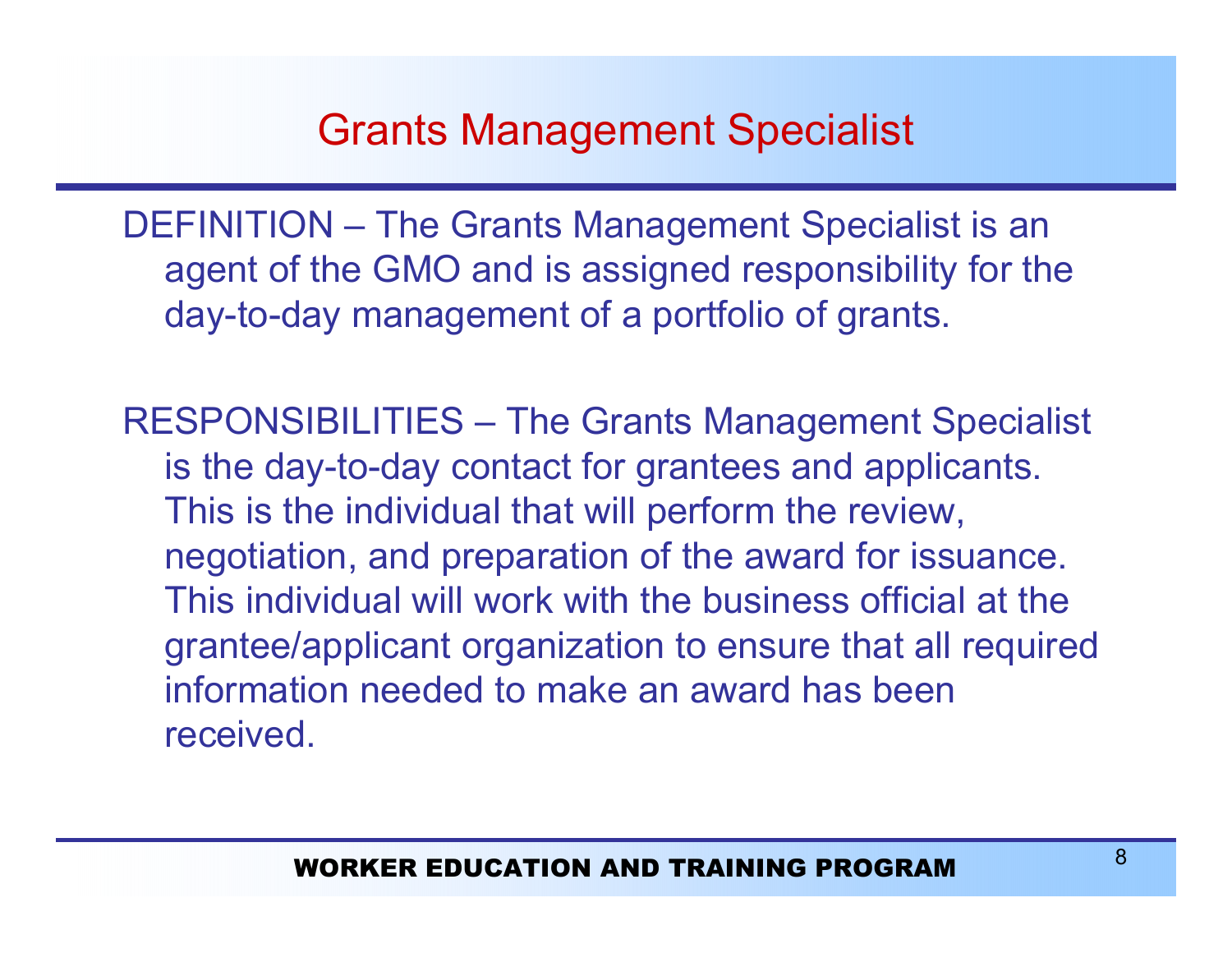# Grants Management Specialist

DEFINITION – The Grants Management Specialist is an agent of the GMO and is assigned responsibility for the day-to-day management of a portfolio of grants.

RESPONSIBILITIES – The Grants Management Specialist is the day-to-day contact for grantees and applicants. This is the individual that will perform the review, negotiation, and preparation of the award for issuance. This individual will work with the business official at the grantee/applicant organization to ensure that all required information needed to make an award has been received.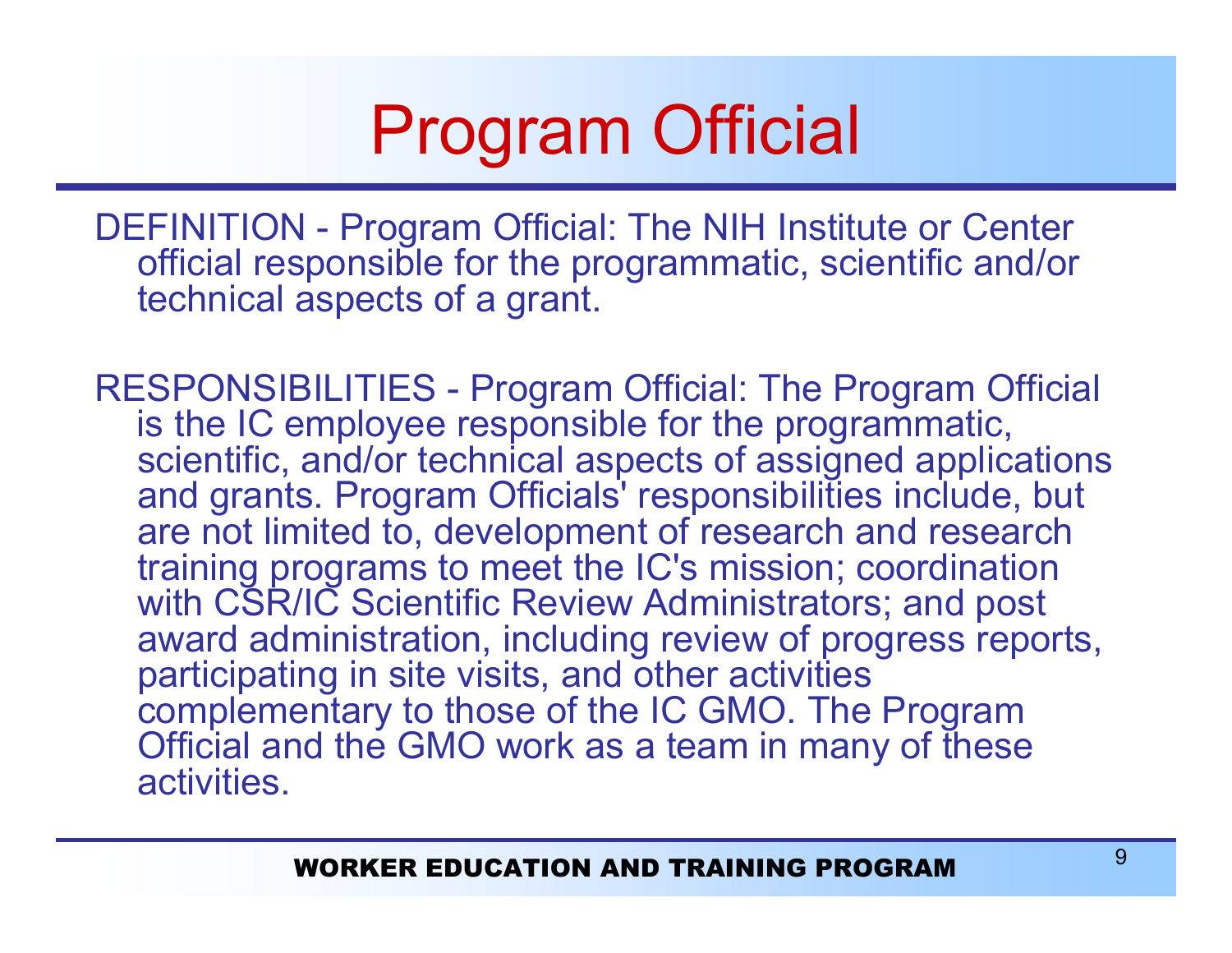# Program Official

DEFINITION - Program Official: The NIH Institute or Center official responsible for the programmatic, scientific and/or technical aspects of a grant.

RESPONSIBILITIES - Program Official: The Program Official is the IC employee responsible for the programmatic, scientific, and/or technical aspects of assigned applications and grants. Program Officials' responsibilities include, but are not limited to, development of research and research training programs to meet the IC's mission; coordination with CSR/IC Scientific Review Administrators; and post award administration, including review of progress reports, participating in site visits, and other activities complementary to those of the IC GMO. The Program Official and the GMO work as a team in many of these activities.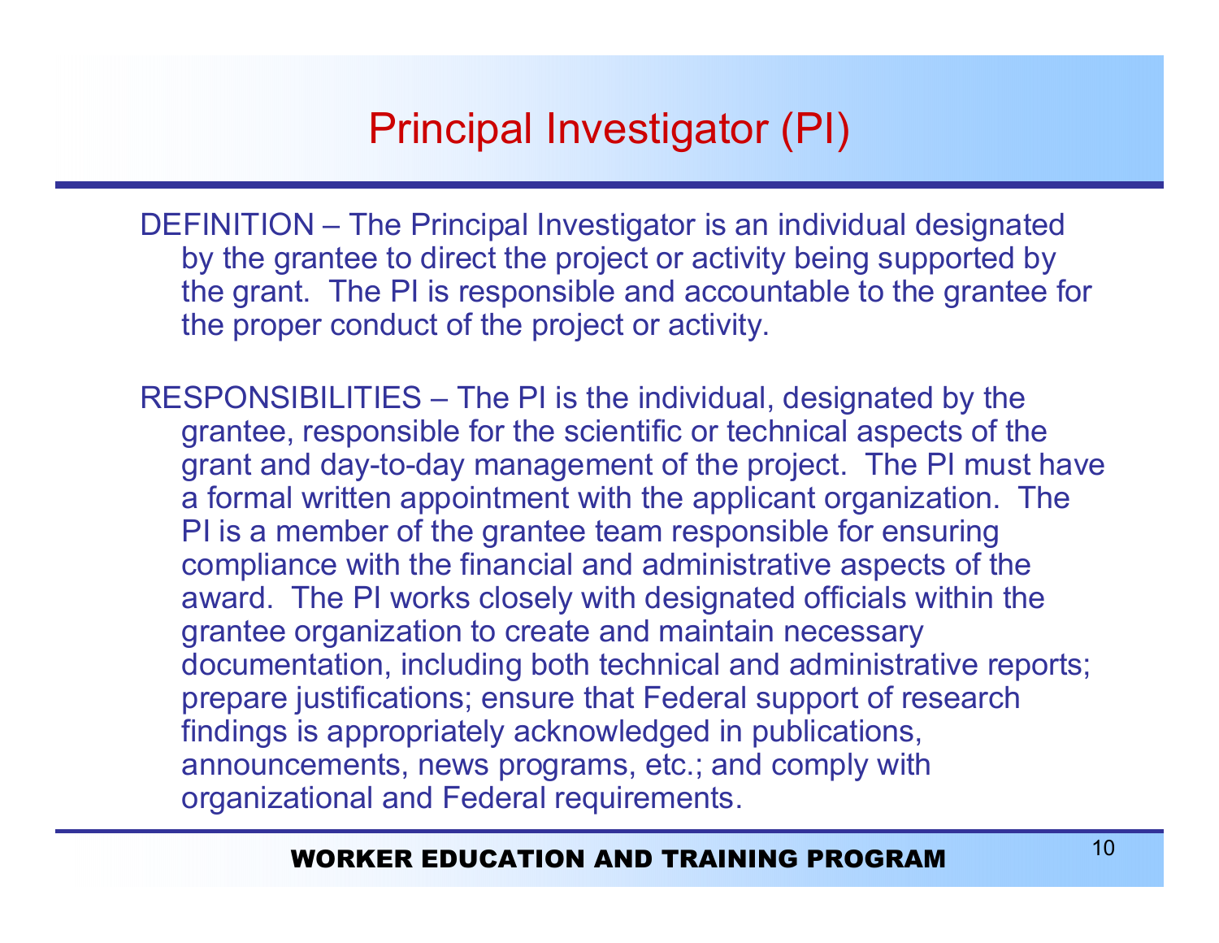# Principal Investigator (PI)

DEFINITION – The Principal Investigator is an individual designated by the grantee to direct the project or activity being supported by the grant. The PI is responsible and accountable to the grantee for the proper conduct of the project or activity.

RESPONSIBILITIES – The PI is the individual, designated by the grantee, responsible for the scientific or technical aspects of the grant and day-to-day management of the project. The PI must have a formal written appointment with the applicant organization. The PI is a member of the grantee team responsible for ensuring compliance with the financial and administrative aspects of the award. The PI works closely with designated officials within the grantee organization to create and maintain necessary documentation, including both technical and administrative reports; prepare justifications; ensure that Federal support of research findings is appropriately acknowledged in publications, announcements, news programs, etc.; and comply with organizational and Federal requirements.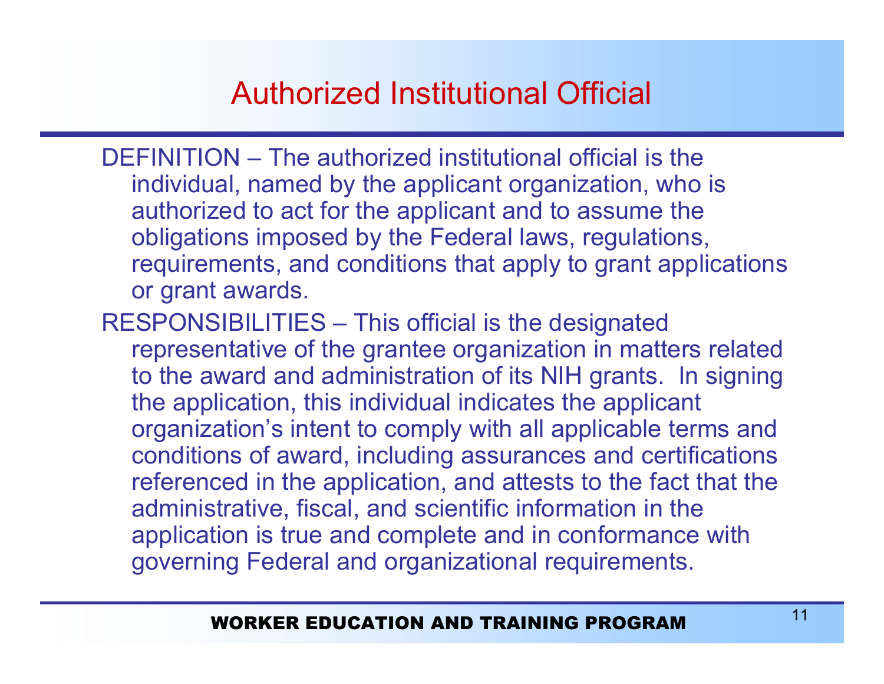# Authorized Institutional Official

DEFINITION – The authorized institutional official is the individual, named by the applicant organization, who is authorized to act for the applicant and to assume the obligations imposed by the Federal laws, regulations, requirements, and conditions that apply to grant applications or grant awards.

RESPONSIBILITIES – This official is the designated representative of the grantee organization in matters related to the award and administration of its NIH grants. In signing the application, this individual indicates the applicant organization's intent to comply with all applicable terms and conditions of award, including assurances and certifications referenced in the application, and attests to the fact that the administrative, fiscal, and scientific information in the application is true and complete and in conformance with governing Federal and organizational requirements.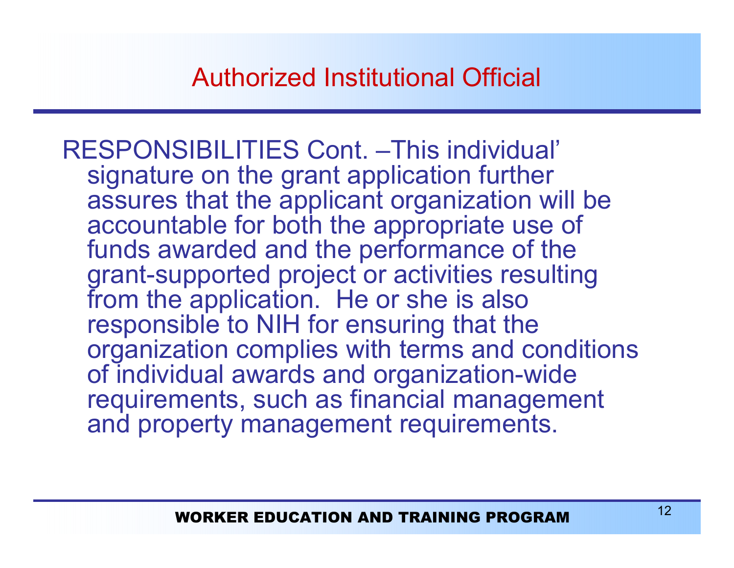# Authorized Institutional Official

RESPONSIBILITIES Cont. –This individual' signature on the grant application further assures that the applicant organization will be accountable for both the appropriate use of funds awarded and the performance of the grant-supported project or activities resulting from the application. He or she is also responsible to NIH for ensuring that the organization complies with terms and conditions of individual awards and organization-wide requirements, such as financial management and property management requirements.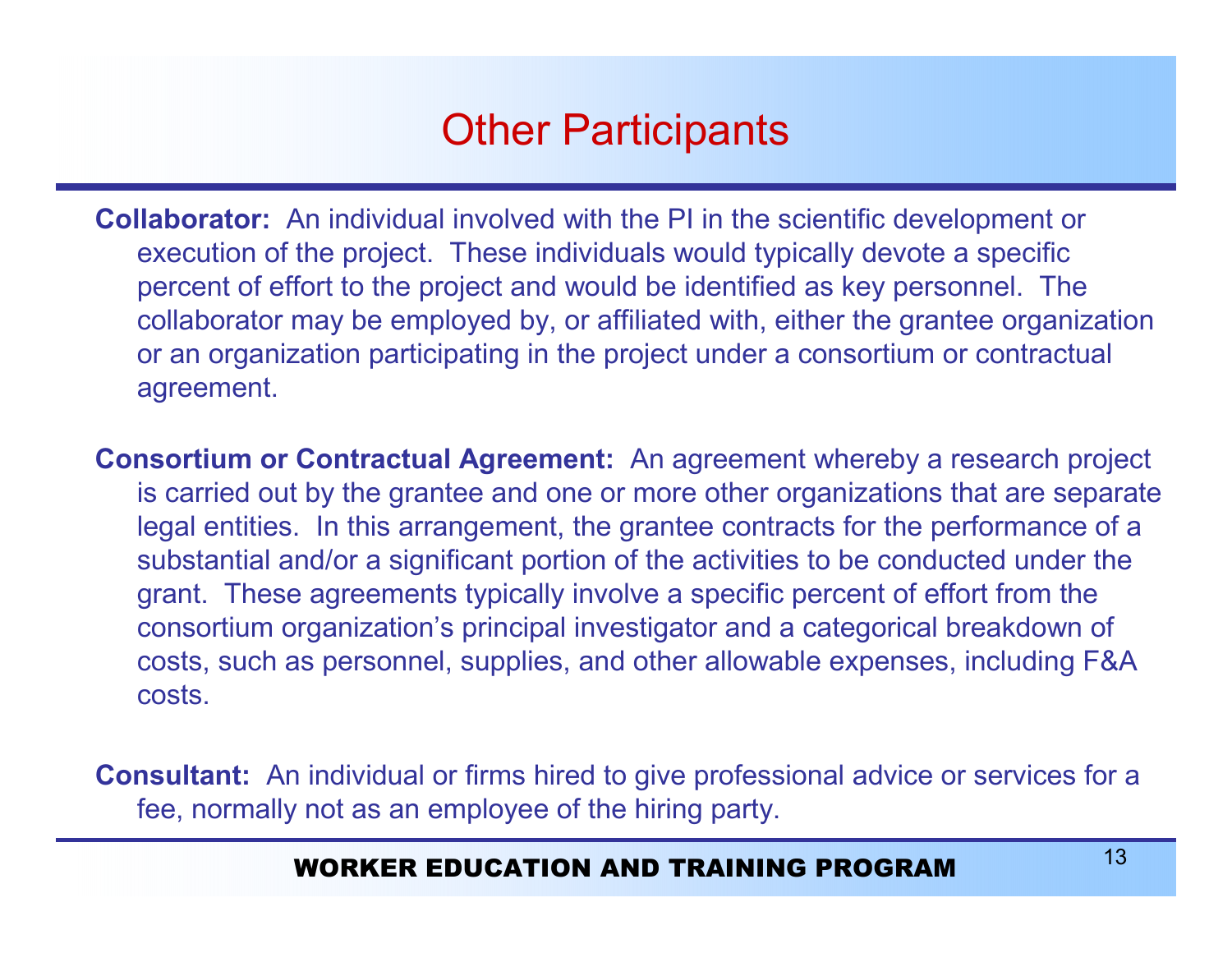# Other Participants

**Collaborator:** An individual involved with the PI in the scientific development or execution of the project. These individuals would typically devote a specific percent of effort to the project and would be identified as key personnel. The collaborator may be employed by, or affiliated with, either the grantee organization or an organization participating in the project under a consortium or contractual agreement.

**Consortium or Contractual Agreement:** An agreement whereby a research project is carried out by the grantee and one or more other organizations that are separate legal entities. In this arrangement, the grantee contracts for the performance of a substantial and/or a significant portion of the activities to be conducted under the grant. These agreements typically involve a specific percent of effort from the consortium organization's principal investigator and a categorical breakdown of costs, such as personnel, supplies, and other allowable expenses, including F&A costs.

**Consultant:** An individual or firms hired to give professional advice or services for a fee, normally not as an employee of the hiring party.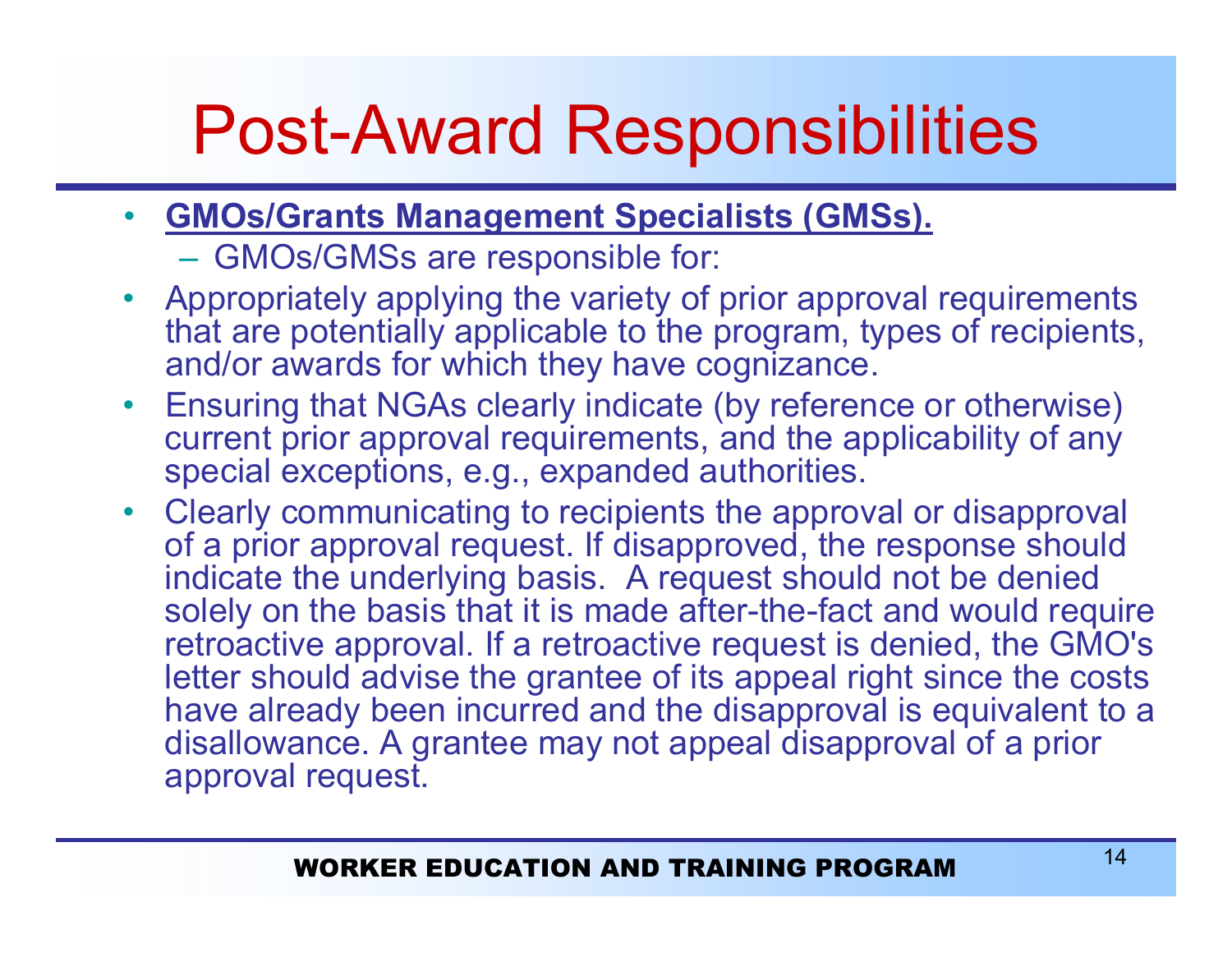# Post-Award Responsibilities

- **GMOs/Grants Management Specialists (GMSs).**
  - GMOs/GMSs are responsible for:
- Appropriately applying the variety of prior approval requirements that are potentially applicable to the program, types of recipients, and/or awards for which they have cognizance.
- Ensuring that NGAs clearly indicate (by reference or otherwise) current prior approval requirements, and the applicability of any special exceptions, e.g., expanded authorities.
- Clearly communicating to recipients the approval or disapproval of a prior approval request. If disapproved, the response should indicate the underlying basis. A request should not be denied solely on the basis that it is made after-the-fact and would require retroactive approval. If a retroactive request is denied, the GMO's letter should advise the grantee of its appeal right since the costs have already been incurred and the disapproval is equivalent to a disallowance. A grantee may not appeal disapproval of a prior approval request.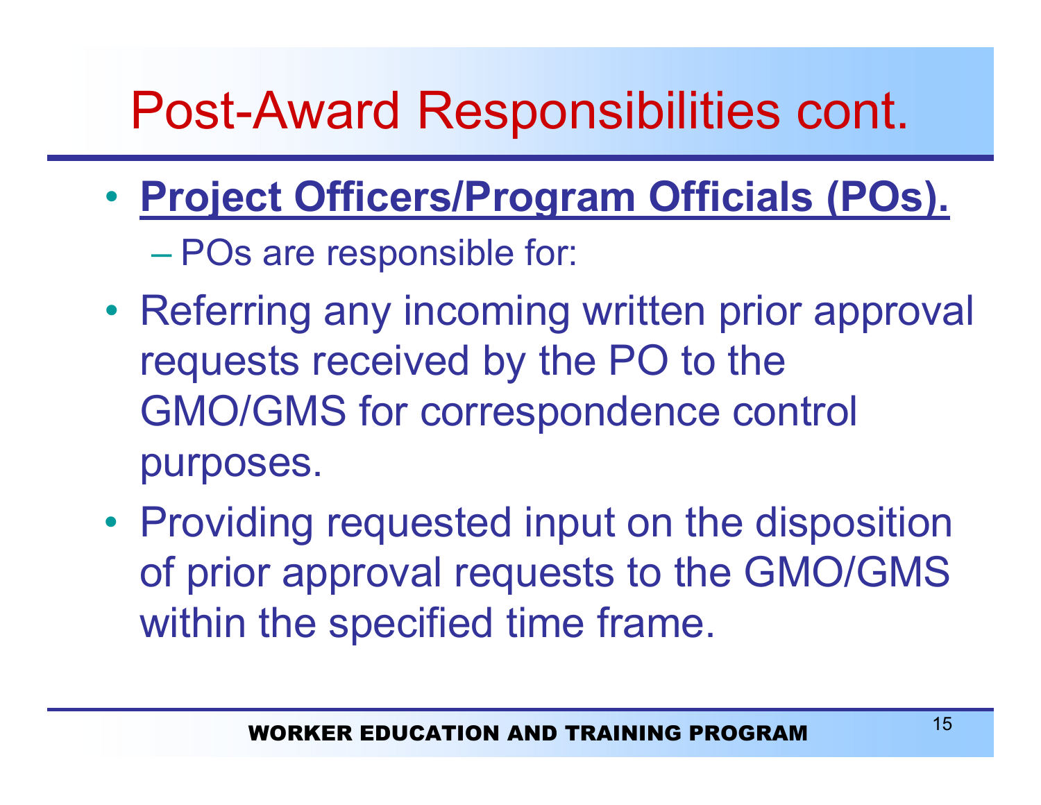# Post-Award Responsibilities cont.

- **Project Officers/Program Officials (POs).**
  - POs are responsible for:
- Referring any incoming written prior approval requests received by the PO to the GMO/GMS for correspondence control purposes.
- Providing requested input on the disposition of prior approval requests to the GMO/GMS within the specified time frame.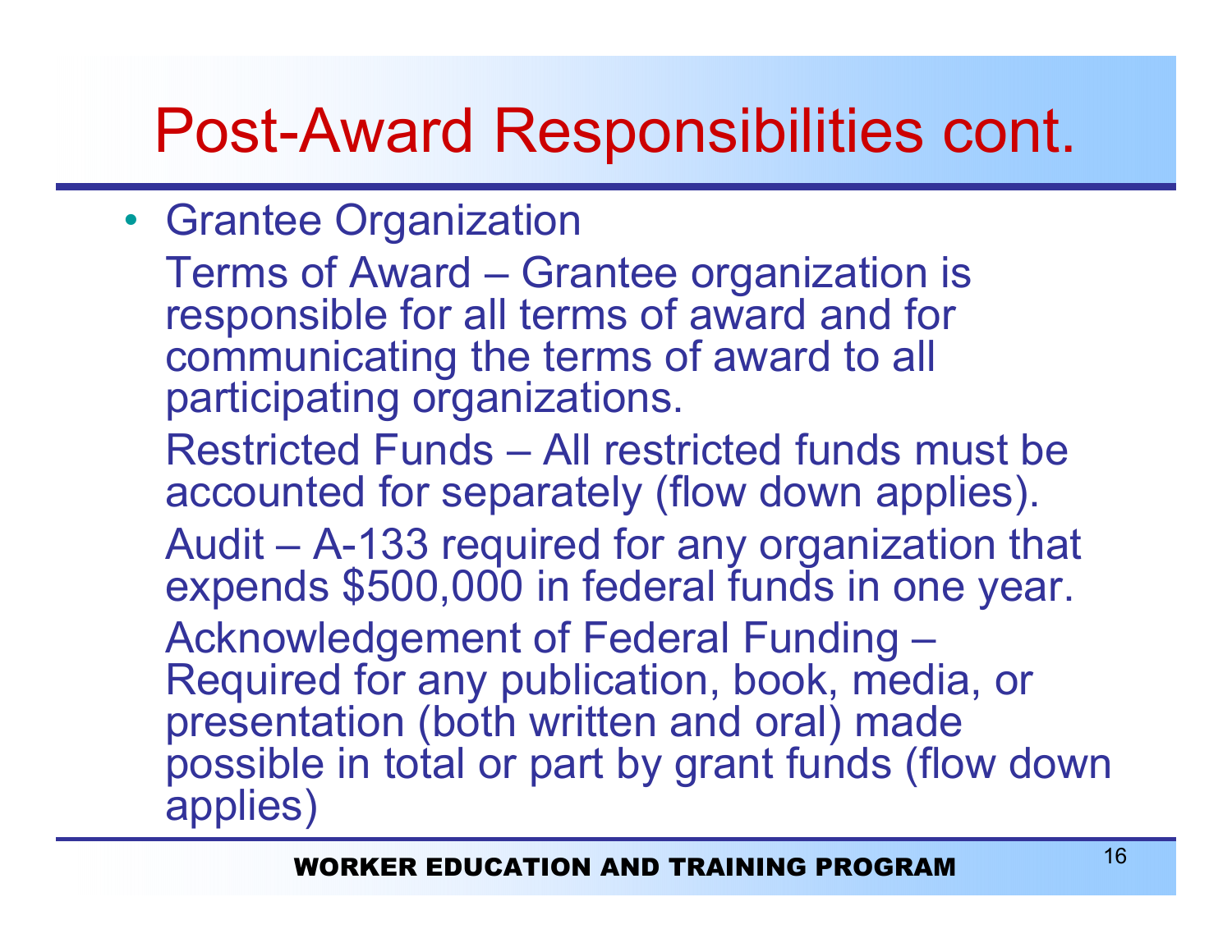# Post-Award Responsibilities cont.

- Grantee Organization

  Terms of Award – Grantee organization is responsible for all terms of award and for communicating the terms of award to all participating organizations.

  Restricted Funds – All restricted funds must be accounted for separately (flow down applies).

  Audit – A-133 required for any organization that expends $500,000 in federal funds in one year.

  Acknowledgement of Federal Funding – Required for any publication, book, media, or presentation (both written and oral) made possible in total or part by grant funds (flow down applies)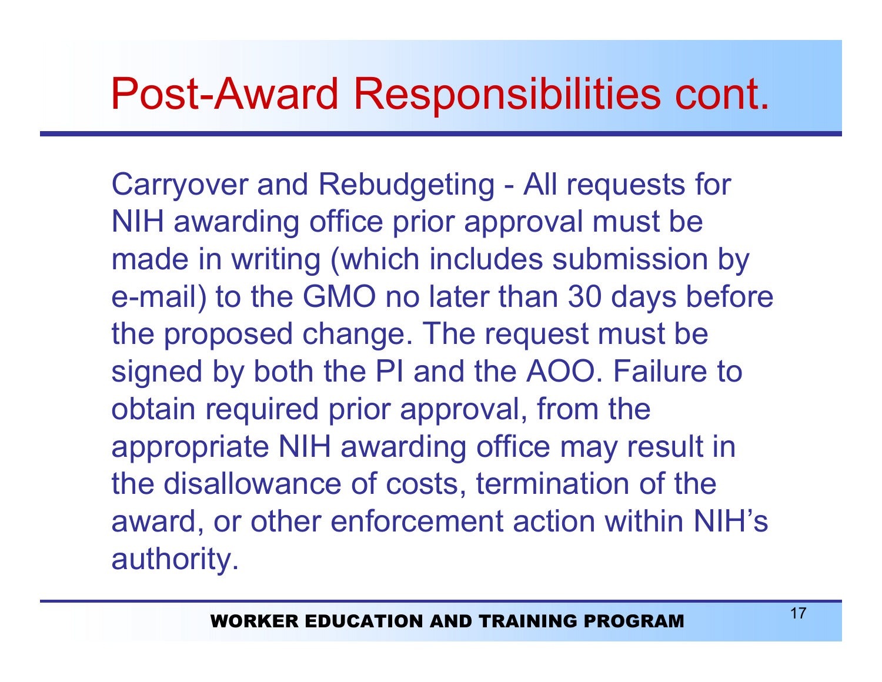# Post-Award Responsibilities cont.

Carryover and Rebudgeting - All requests for NIH awarding office prior approval must be made in writing (which includes submission by e-mail) to the GMO no later than 30 days before the proposed change. The request must be signed by both the PI and the AOO. Failure to obtain required prior approval, from the appropriate NIH awarding office may result in the disallowance of costs, termination of the award, or other enforcement action within NIH's authority.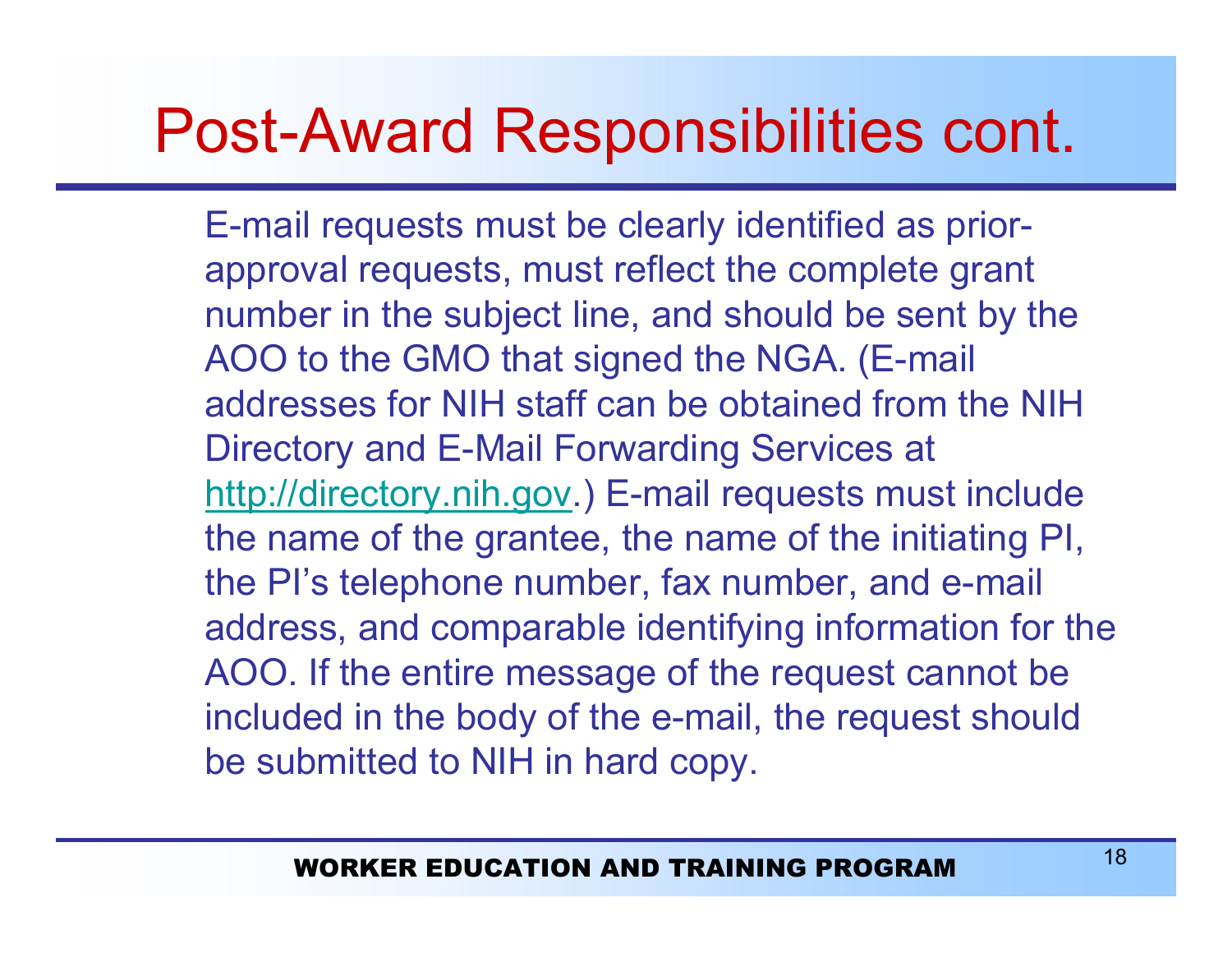# Post-Award Responsibilities cont.

E-mail requests must be clearly identified as prior-approval requests, must reflect the complete grant number in the subject line, and should be sent by the AOO to the GMO that signed the NGA. (E-mail addresses for NIH staff can be obtained from the NIH Directory and E-Mail Forwarding Services at http://directory.nih.gov.) E-mail requests must include the name of the grantee, the name of the initiating PI, the PI's telephone number, fax number, and e-mail address, and comparable identifying information for the AOO. If the entire message of the request cannot be included in the body of the e-mail, the request should be submitted to NIH in hard copy.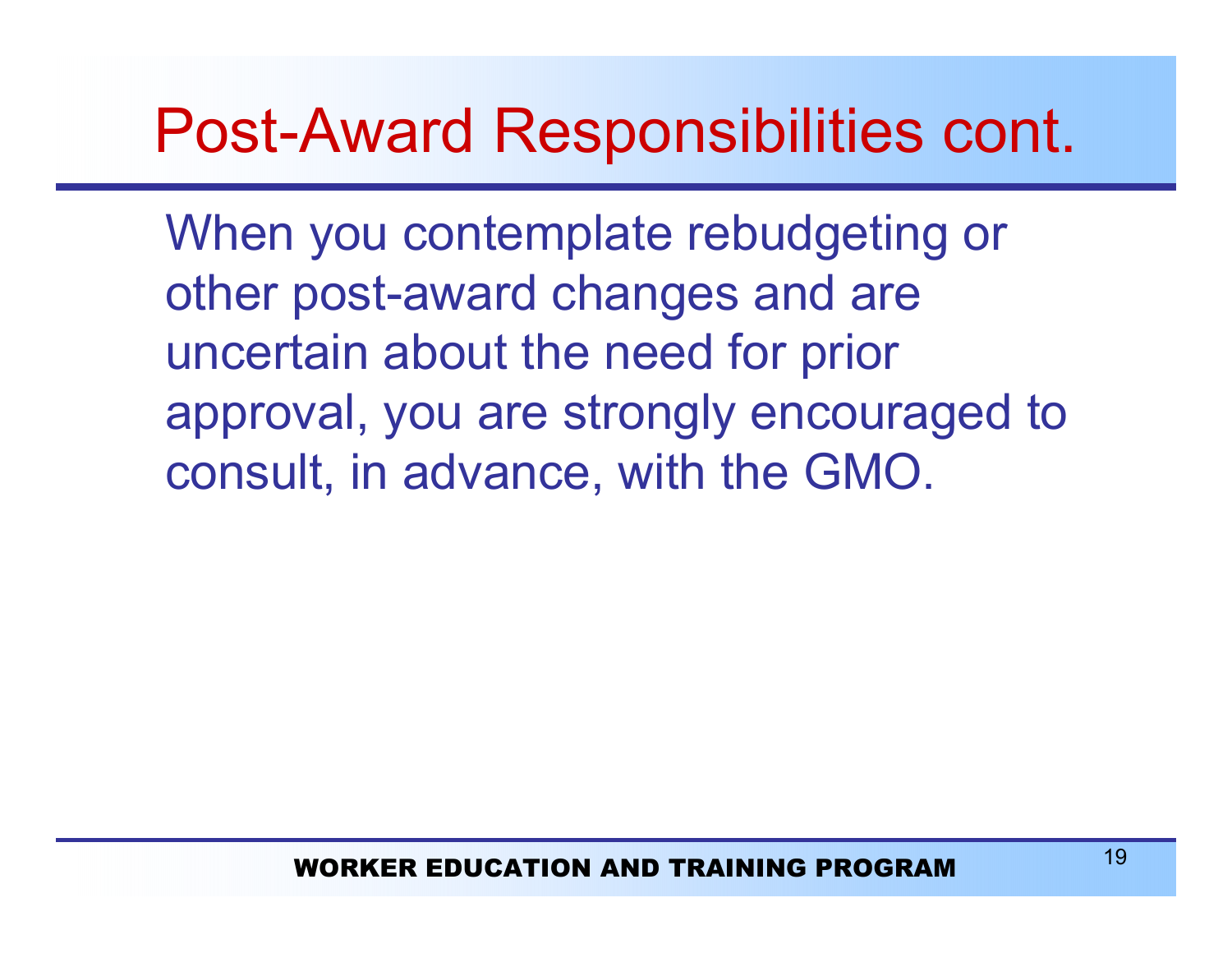# Post-Award Responsibilities cont.

When you contemplate rebudgeting or other post-award changes and are uncertain about the need for prior approval, you are strongly encouraged to consult, in advance, with the GMO.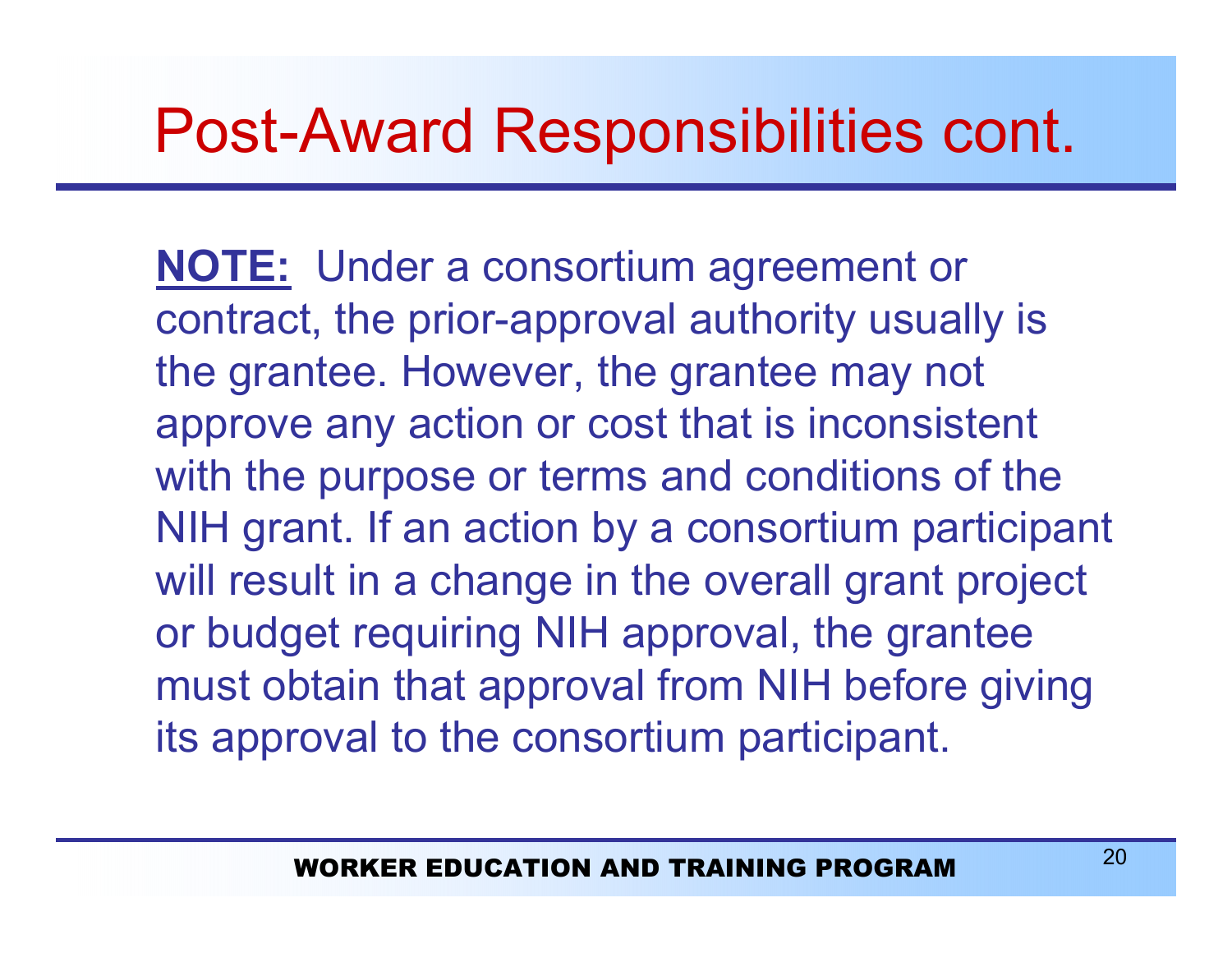# Post-Award Responsibilities cont.

**NOTE:** Under a consortium agreement or contract, the prior-approval authority usually is the grantee. However, the grantee may not approve any action or cost that is inconsistent with the purpose or terms and conditions of the NIH grant. If an action by a consortium participant will result in a change in the overall grant project or budget requiring NIH approval, the grantee must obtain that approval from NIH before giving its approval to the consortium participant.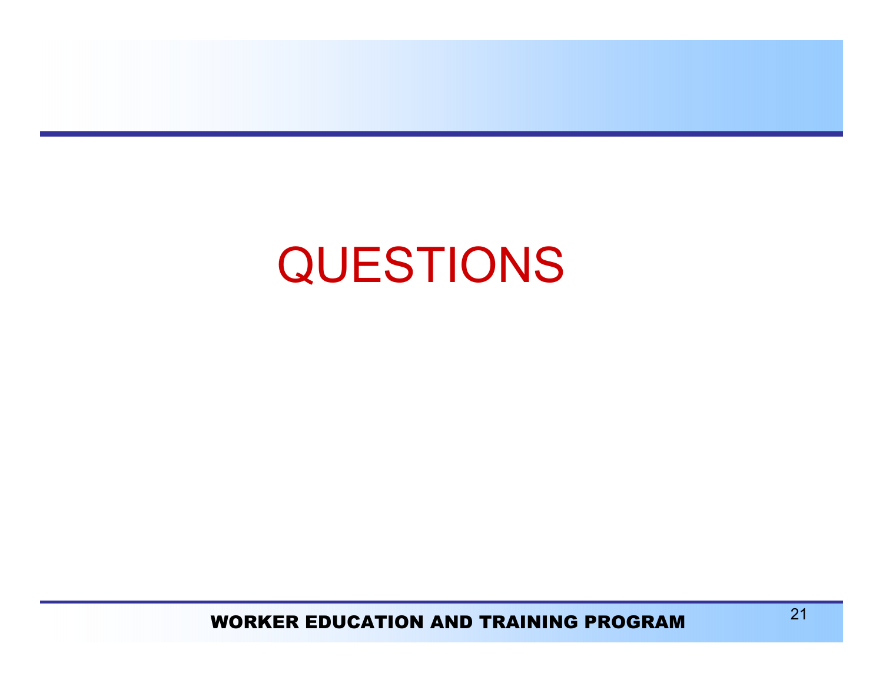# QUESTIONS